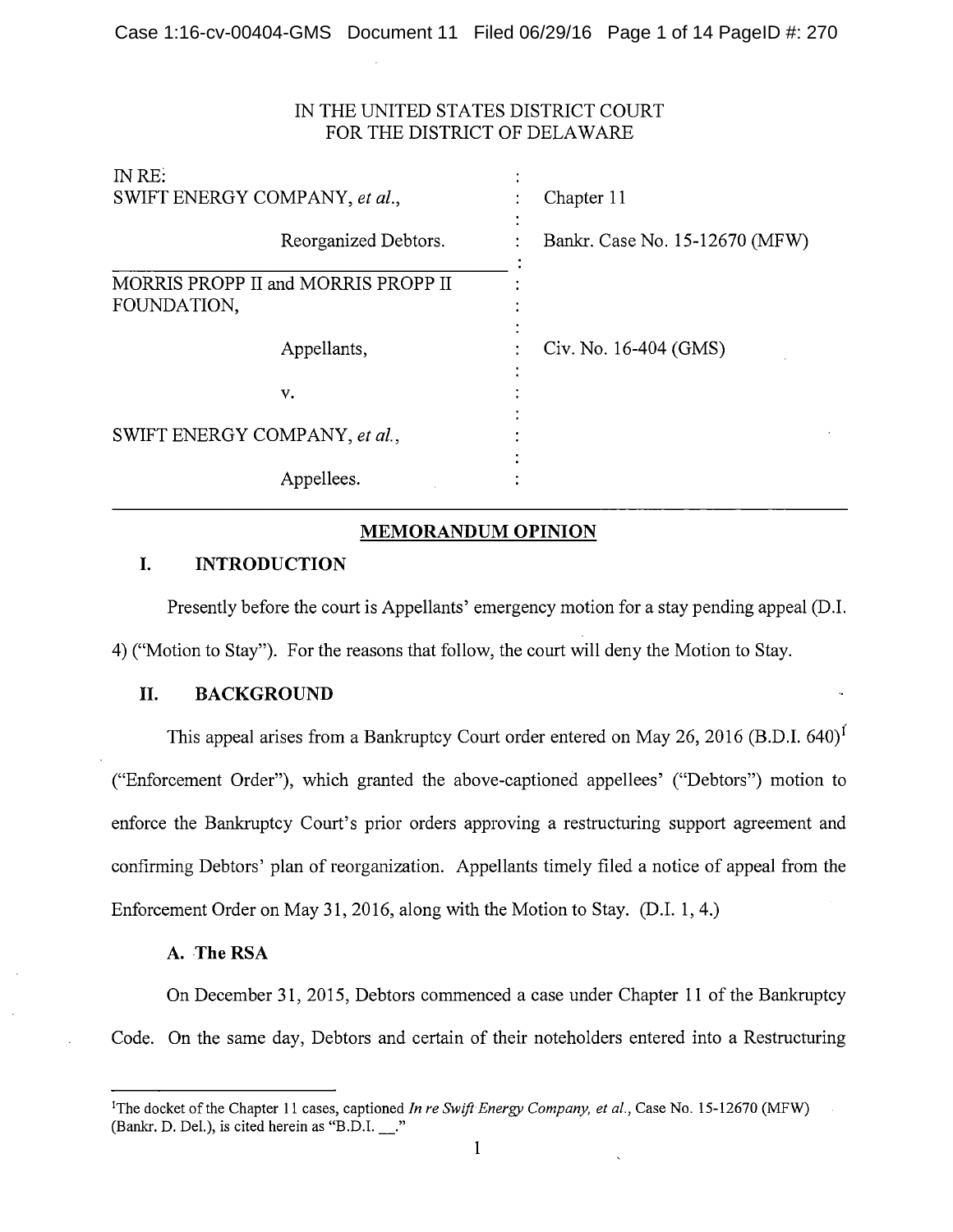IN THE UNITED STATES DISTRICT COURT
FOR THE DISTRICT OF DELAWARE

| | | |
|---|---|---|
| IN RE: | : | |
| SWIFT ENERGY COMPANY, *et al.*, | : | Chapter 11 |
| Reorganized Debtors. | : | Bankr. Case No. 15-12670 (MFW) |
| MORRIS PROPP II and MORRIS PROPP II FOUNDATION, | : | |
| Appellants, | : | Civ. No. 16-404 (GMS) |
| v. | : | |
| SWIFT ENERGY COMPANY, *et al.*, | : | |
| Appellees. | : | |

## MEMORANDUM OPINION

### I. INTRODUCTION

Presently before the court is Appellants' emergency motion for a stay pending appeal (D.I. 4) ("Motion to Stay"). For the reasons that follow, the court will deny the Motion to Stay.

### II. BACKGROUND

This appeal arises from a Bankruptcy Court order entered on May 26, 2016 (B.D.I. 640)[1] ("Enforcement Order"), which granted the above-captioned appellees' ("Debtors") motion to enforce the Bankruptcy Court's prior orders approving a restructuring support agreement and confirming Debtors' plan of reorganization. Appellants timely filed a notice of appeal from the Enforcement Order on May 31, 2016, along with the Motion to Stay. (D.I. 1, 4.)

#### A. The RSA

On December 31, 2015, Debtors commenced a case under Chapter 11 of the Bankruptcy Code. On the same day, Debtors and certain of their noteholders entered into a Restructuring

[1] The docket of the Chapter 11 cases, captioned *In re Swift Energy Company, et al.*, Case No. 15-12670 (MFW) (Bankr. D. Del.), is cited herein as "B.D.I. __."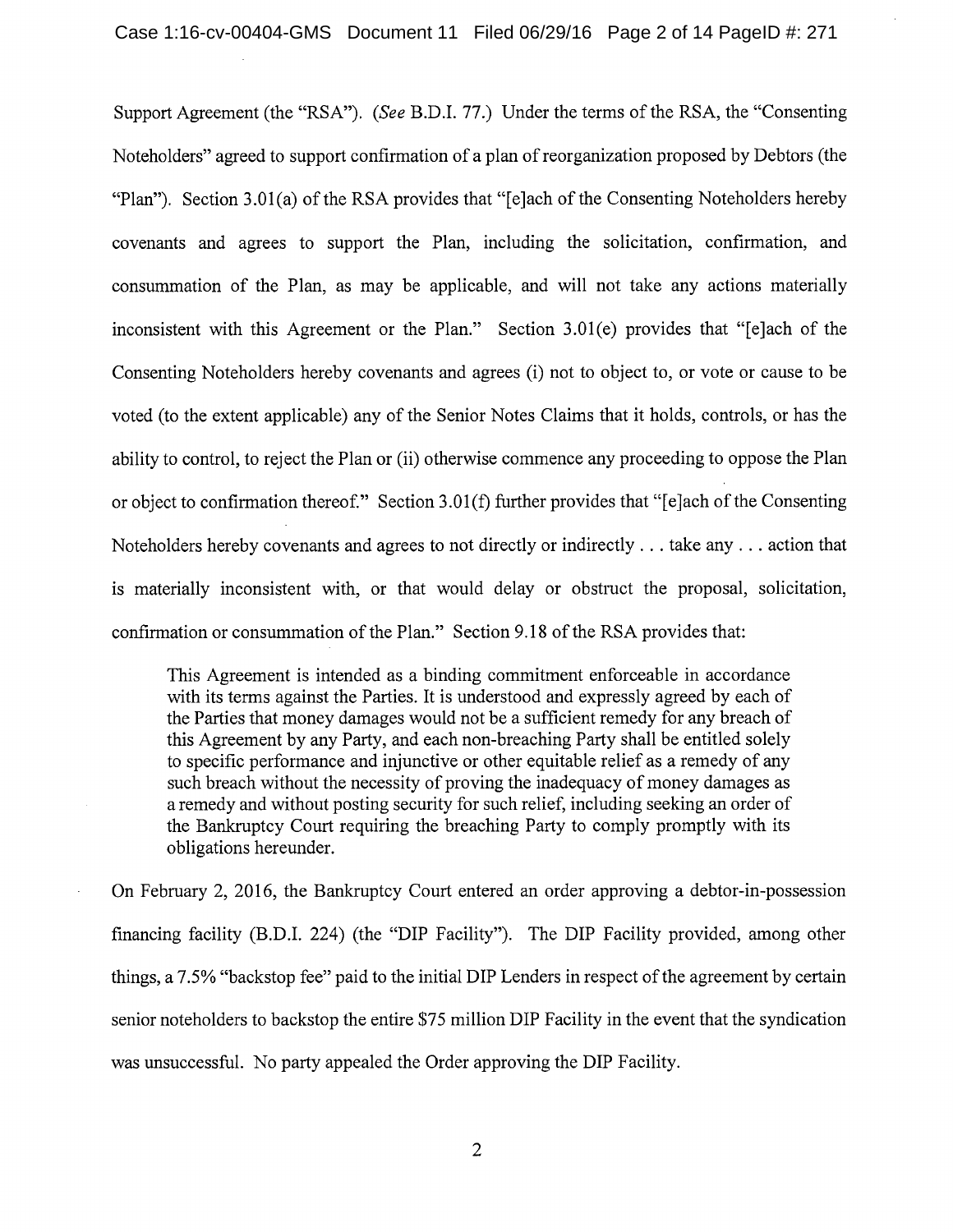Support Agreement (the "RSA"). (*See* B.D.I. 77.) Under the terms of the RSA, the "Consenting Noteholders" agreed to support confirmation of a plan of reorganization proposed by Debtors (the "Plan"). Section 3.01(a) of the RSA provides that "[e]ach of the Consenting Noteholders hereby covenants and agrees to support the Plan, including the solicitation, confirmation, and consummation of the Plan, as may be applicable, and will not take any actions materially inconsistent with this Agreement or the Plan." Section 3.01(e) provides that "[e]ach of the Consenting Noteholders hereby covenants and agrees (i) not to object to, or vote or cause to be voted (to the extent applicable) any of the Senior Notes Claims that it holds, controls, or has the ability to control, to reject the Plan or (ii) otherwise commence any proceeding to oppose the Plan or object to confirmation thereof." Section 3.01(f) further provides that "[e]ach of the Consenting Noteholders hereby covenants and agrees to not directly or indirectly . . . take any . . . action that is materially inconsistent with, or that would delay or obstruct the proposal, solicitation, confirmation or consummation of the Plan." Section 9.18 of the RSA provides that:

> This Agreement is intended as a binding commitment enforceable in accordance with its terms against the Parties. It is understood and expressly agreed by each of the Parties that money damages would not be a sufficient remedy for any breach of this Agreement by any Party, and each non-breaching Party shall be entitled solely to specific performance and injunctive or other equitable relief as a remedy of any such breach without the necessity of proving the inadequacy of money damages as a remedy and without posting security for such relief, including seeking an order of the Bankruptcy Court requiring the breaching Party to comply promptly with its obligations hereunder.

On February 2, 2016, the Bankruptcy Court entered an order approving a debtor-in-possession financing facility (B.D.I. 224) (the "DIP Facility"). The DIP Facility provided, among other things, a 7.5% "backstop fee" paid to the initial DIP Lenders in respect of the agreement by certain senior noteholders to backstop the entire $75 million DIP Facility in the event that the syndication was unsuccessful. No party appealed the Order approving the DIP Facility.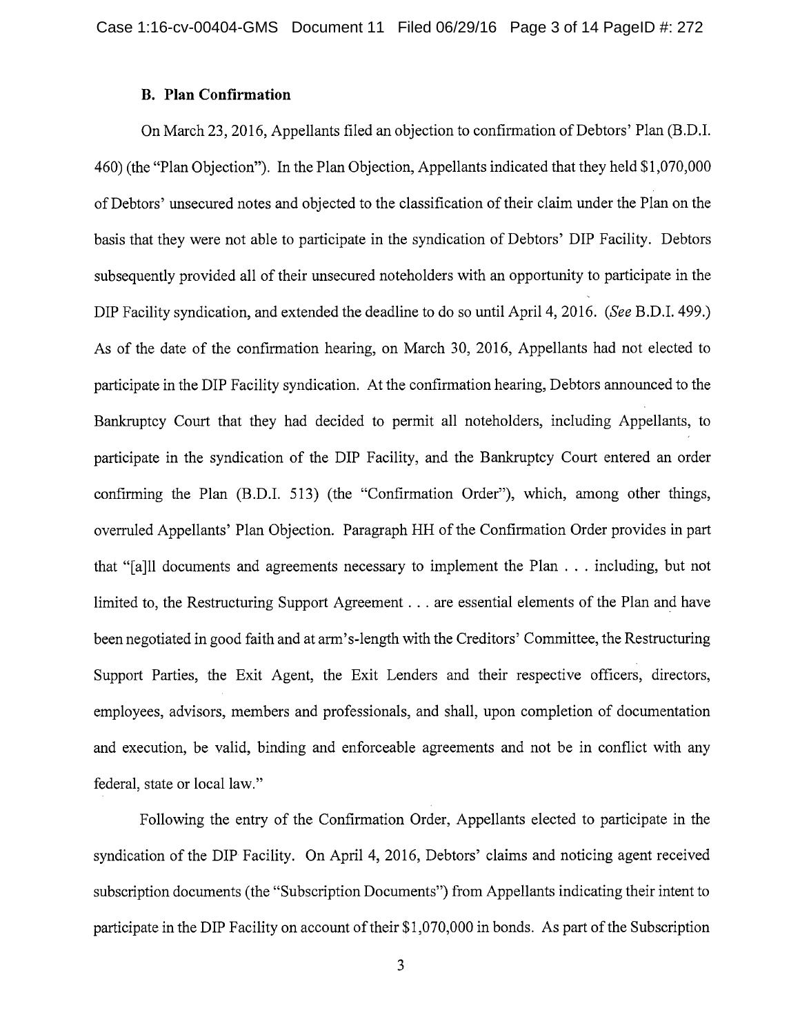### B. Plan Confirmation

On March 23, 2016, Appellants filed an objection to confirmation of Debtors' Plan (B.D.I. 460) (the "Plan Objection"). In the Plan Objection, Appellants indicated that they held $1,070,000 of Debtors' unsecured notes and objected to the classification of their claim under the Plan on the basis that they were not able to participate in the syndication of Debtors' DIP Facility. Debtors subsequently provided all of their unsecured noteholders with an opportunity to participate in the DIP Facility syndication, and extended the deadline to do so until April 4, 2016. (*See* B.D.I. 499.) As of the date of the confirmation hearing, on March 30, 2016, Appellants had not elected to participate in the DIP Facility syndication. At the confirmation hearing, Debtors announced to the Bankruptcy Court that they had decided to permit all noteholders, including Appellants, to participate in the syndication of the DIP Facility, and the Bankruptcy Court entered an order confirming the Plan (B.D.I. 513) (the "Confirmation Order"), which, among other things, overruled Appellants' Plan Objection. Paragraph HH of the Confirmation Order provides in part that "[a]ll documents and agreements necessary to implement the Plan . . . including, but not limited to, the Restructuring Support Agreement . . . are essential elements of the Plan and have been negotiated in good faith and at arm's-length with the Creditors' Committee, the Restructuring Support Parties, the Exit Agent, the Exit Lenders and their respective officers, directors, employees, advisors, members and professionals, and shall, upon completion of documentation and execution, be valid, binding and enforceable agreements and not be in conflict with any federal, state or local law."

Following the entry of the Confirmation Order, Appellants elected to participate in the syndication of the DIP Facility. On April 4, 2016, Debtors' claims and noticing agent received subscription documents (the "Subscription Documents") from Appellants indicating their intent to participate in the DIP Facility on account of their $1,070,000 in bonds. As part of the Subscription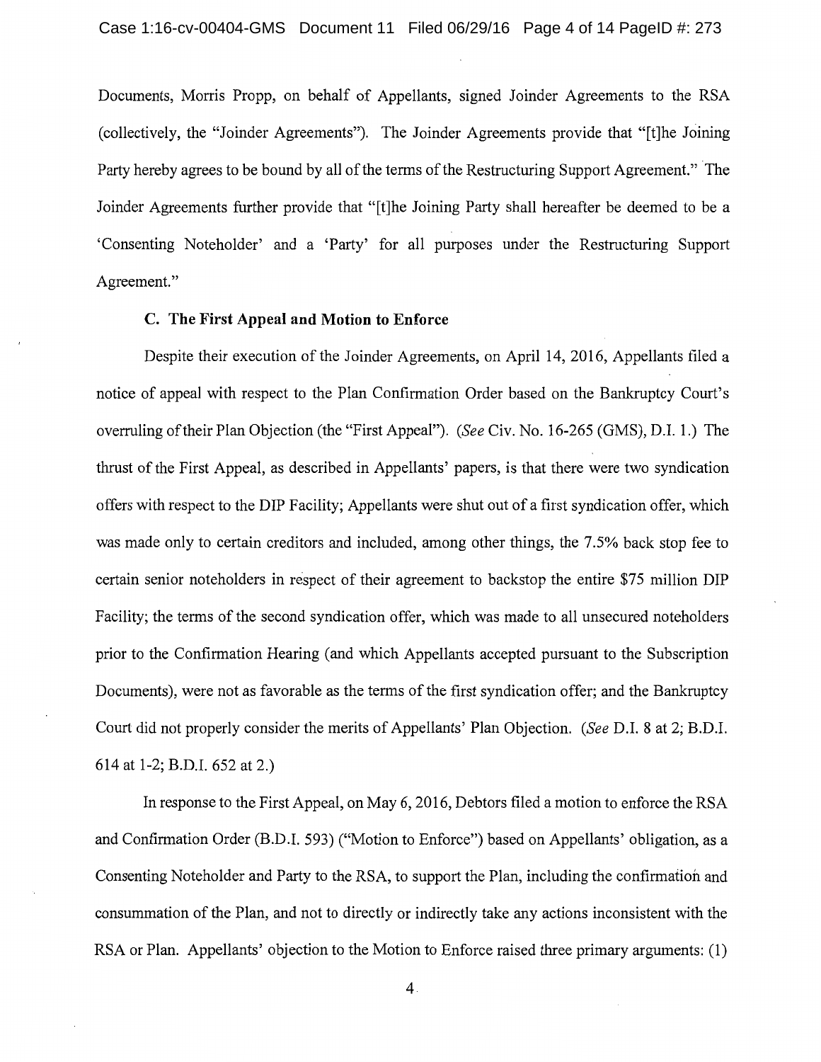Documents, Morris Propp, on behalf of Appellants, signed Joinder Agreements to the RSA (collectively, the "Joinder Agreements"). The Joinder Agreements provide that "[t]he Joining Party hereby agrees to be bound by all of the terms of the Restructuring Support Agreement." The Joinder Agreements further provide that "[t]he Joining Party shall hereafter be deemed to be a 'Consenting Noteholder' and a 'Party' for all purposes under the Restructuring Support Agreement."

### C. The First Appeal and Motion to Enforce

Despite their execution of the Joinder Agreements, on April 14, 2016, Appellants filed a notice of appeal with respect to the Plan Confirmation Order based on the Bankruptcy Court's overruling of their Plan Objection (the "First Appeal"). (*See* Civ. No. 16-265 (GMS), D.I. 1.) The thrust of the First Appeal, as described in Appellants' papers, is that there were two syndication offers with respect to the DIP Facility; Appellants were shut out of a first syndication offer, which was made only to certain creditors and included, among other things, the 7.5% back stop fee to certain senior noteholders in respect of their agreement to backstop the entire $75 million DIP Facility; the terms of the second syndication offer, which was made to all unsecured noteholders prior to the Confirmation Hearing (and which Appellants accepted pursuant to the Subscription Documents), were not as favorable as the terms of the first syndication offer; and the Bankruptcy Court did not properly consider the merits of Appellants' Plan Objection. (*See* D.I. 8 at 2; B.D.I. 614 at 1-2; B.D.I. 652 at 2.)

In response to the First Appeal, on May 6, 2016, Debtors filed a motion to enforce the RSA and Confirmation Order (B.D.I. 593) ("Motion to Enforce") based on Appellants' obligation, as a Consenting Noteholder and Party to the RSA, to support the Plan, including the confirmation and consummation of the Plan, and not to directly or indirectly take any actions inconsistent with the RSA or Plan. Appellants' objection to the Motion to Enforce raised three primary arguments: (1)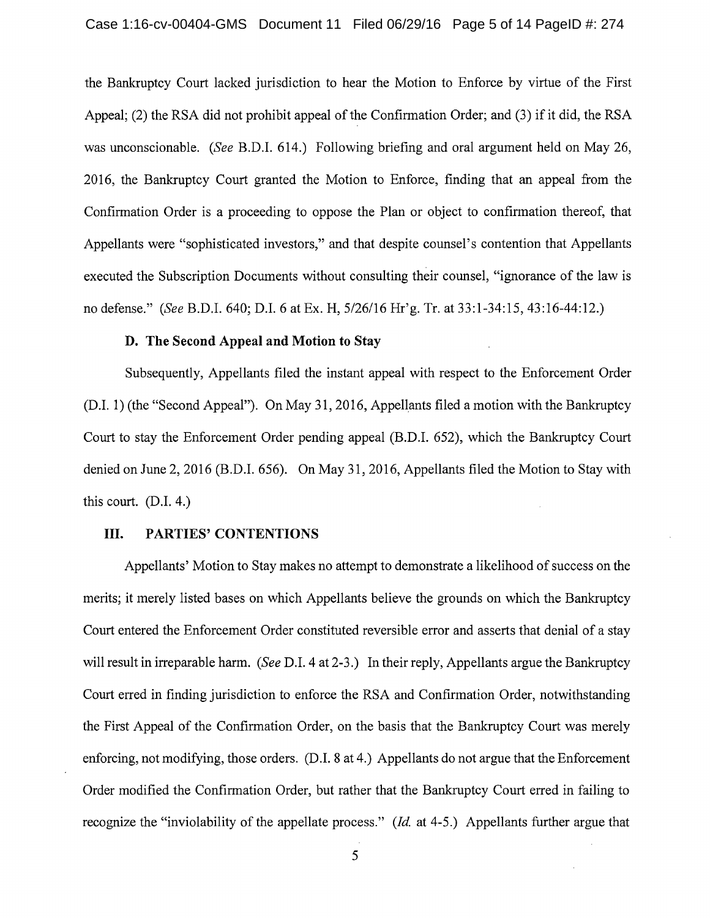the Bankruptcy Court lacked jurisdiction to hear the Motion to Enforce by virtue of the First Appeal; (2) the RSA did not prohibit appeal of the Confirmation Order; and (3) if it did, the RSA was unconscionable. (*See* B.D.I. 614.) Following briefing and oral argument held on May 26, 2016, the Bankruptcy Court granted the Motion to Enforce, finding that an appeal from the Confirmation Order is a proceeding to oppose the Plan or object to confirmation thereof, that Appellants were "sophisticated investors," and that despite counsel's contention that Appellants executed the Subscription Documents without consulting their counsel, "ignorance of the law is no defense." (*See* B.D.I. 640; D.I. 6 at Ex. H, 5/26/16 Hr'g. Tr. at 33:1-34:15, 43:16-44:12.)

### D. The Second Appeal and Motion to Stay

Subsequently, Appellants filed the instant appeal with respect to the Enforcement Order (D.I. 1) (the "Second Appeal"). On May 31, 2016, Appellants filed a motion with the Bankruptcy Court to stay the Enforcement Order pending appeal (B.D.I. 652), which the Bankruptcy Court denied on June 2, 2016 (B.D.I. 656). On May 31, 2016, Appellants filed the Motion to Stay with this court. (D.I. 4.)

## III. PARTIES' CONTENTIONS

Appellants' Motion to Stay makes no attempt to demonstrate a likelihood of success on the merits; it merely listed bases on which Appellants believe the grounds on which the Bankruptcy Court entered the Enforcement Order constituted reversible error and asserts that denial of a stay will result in irreparable harm. (*See* D.I. 4 at 2-3.) In their reply, Appellants argue the Bankruptcy Court erred in finding jurisdiction to enforce the RSA and Confirmation Order, notwithstanding the First Appeal of the Confirmation Order, on the basis that the Bankruptcy Court was merely enforcing, not modifying, those orders. (D.I. 8 at 4.) Appellants do not argue that the Enforcement Order modified the Confirmation Order, but rather that the Bankruptcy Court erred in failing to recognize the "inviolability of the appellate process." (*Id.* at 4-5.) Appellants further argue that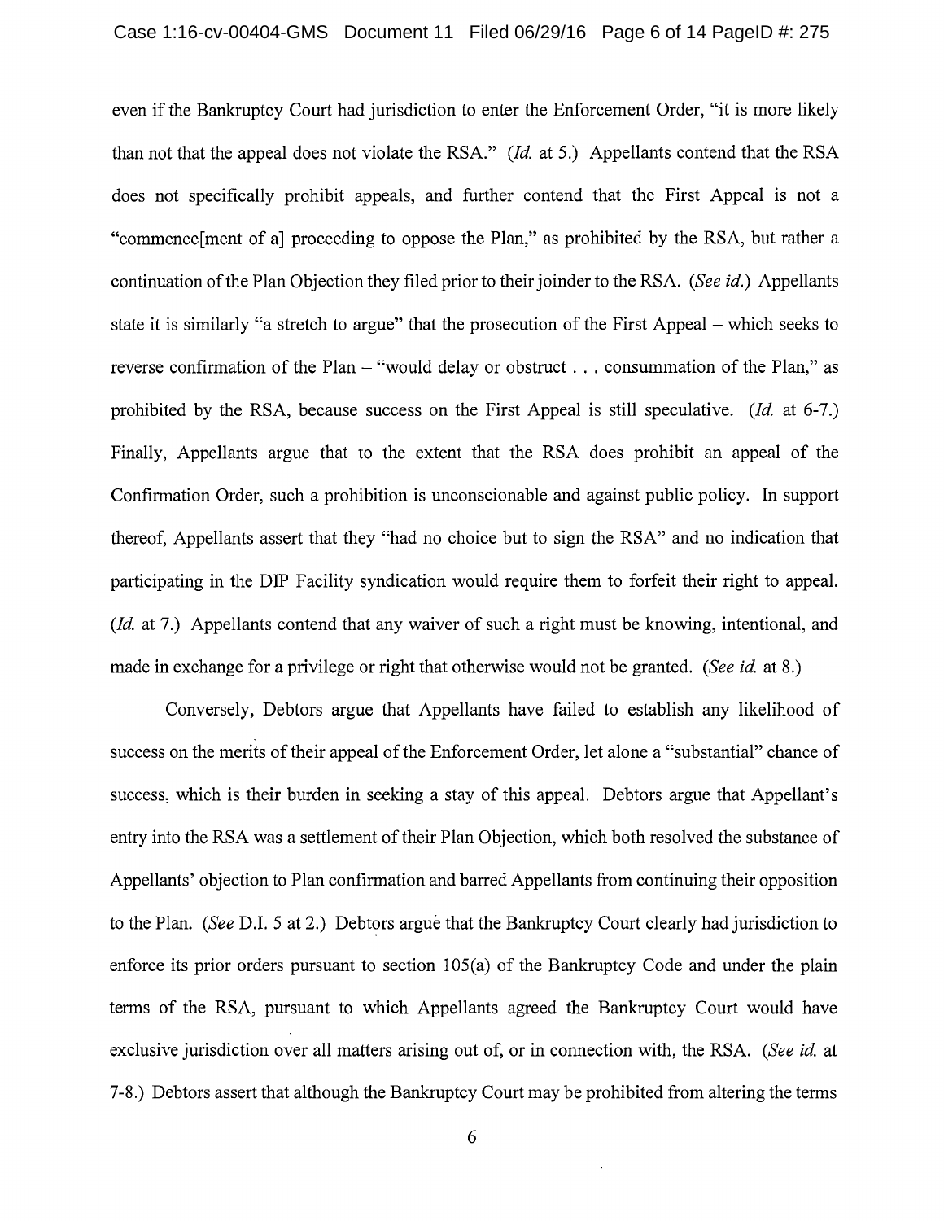even if the Bankruptcy Court had jurisdiction to enter the Enforcement Order, "it is more likely than not that the appeal does not violate the RSA." (*Id.* at 5.) Appellants contend that the RSA does not specifically prohibit appeals, and further contend that the First Appeal is not a "commence[ment of a] proceeding to oppose the Plan," as prohibited by the RSA, but rather a continuation of the Plan Objection they filed prior to their joinder to the RSA. (*See id.*) Appellants state it is similarly "a stretch to argue" that the prosecution of the First Appeal – which seeks to reverse confirmation of the Plan – "would delay or obstruct . . . consummation of the Plan," as prohibited by the RSA, because success on the First Appeal is still speculative. (*Id.* at 6-7.) Finally, Appellants argue that to the extent that the RSA does prohibit an appeal of the Confirmation Order, such a prohibition is unconscionable and against public policy. In support thereof, Appellants assert that they "had no choice but to sign the RSA" and no indication that participating in the DIP Facility syndication would require them to forfeit their right to appeal. (*Id.* at 7.) Appellants contend that any waiver of such a right must be knowing, intentional, and made in exchange for a privilege or right that otherwise would not be granted. (*See id.* at 8.)

Conversely, Debtors argue that Appellants have failed to establish any likelihood of success on the merits of their appeal of the Enforcement Order, let alone a "substantial" chance of success, which is their burden in seeking a stay of this appeal. Debtors argue that Appellant's entry into the RSA was a settlement of their Plan Objection, which both resolved the substance of Appellants' objection to Plan confirmation and barred Appellants from continuing their opposition to the Plan. (*See* D.I. 5 at 2.) Debtors argue that the Bankruptcy Court clearly had jurisdiction to enforce its prior orders pursuant to section 105(a) of the Bankruptcy Code and under the plain terms of the RSA, pursuant to which Appellants agreed the Bankruptcy Court would have exclusive jurisdiction over all matters arising out of, or in connection with, the RSA. (*See id.* at 7-8.) Debtors assert that although the Bankruptcy Court may be prohibited from altering the terms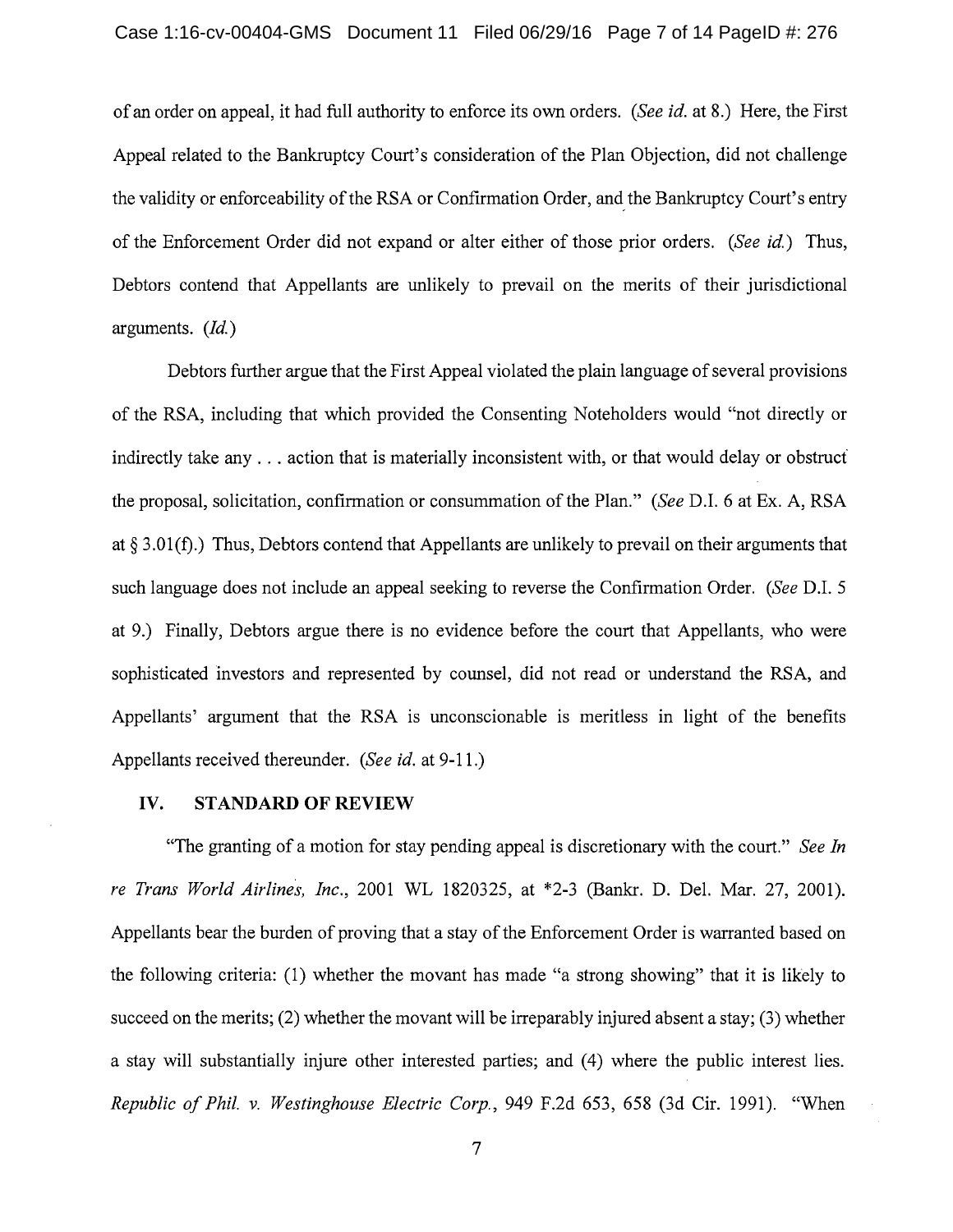of an order on appeal, it had full authority to enforce its own orders. (*See id.* at 8.) Here, the First Appeal related to the Bankruptcy Court's consideration of the Plan Objection, did not challenge the validity or enforceability of the RSA or Confirmation Order, and the Bankruptcy Court's entry of the Enforcement Order did not expand or alter either of those prior orders. (*See id.*) Thus, Debtors contend that Appellants are unlikely to prevail on the merits of their jurisdictional arguments. (*Id.*)

Debtors further argue that the First Appeal violated the plain language of several provisions of the RSA, including that which provided the Consenting Noteholders would "not directly or indirectly take any . . . action that is materially inconsistent with, or that would delay or obstruct the proposal, solicitation, confirmation or consummation of the Plan." (*See* D.I. 6 at Ex. A, RSA at § 3.01(f).) Thus, Debtors contend that Appellants are unlikely to prevail on their arguments that such language does not include an appeal seeking to reverse the Confirmation Order. (*See* D.I. 5 at 9.) Finally, Debtors argue there is no evidence before the court that Appellants, who were sophisticated investors and represented by counsel, did not read or understand the RSA, and Appellants' argument that the RSA is unconscionable is meritless in light of the benefits Appellants received thereunder. (*See id.* at 9-11.)

## IV. STANDARD OF REVIEW

"The granting of a motion for stay pending appeal is discretionary with the court." *See In re Trans World Airlines, Inc.*, 2001 WL 1820325, at *2-3 (Bankr. D. Del. Mar. 27, 2001). Appellants bear the burden of proving that a stay of the Enforcement Order is warranted based on the following criteria: (1) whether the movant has made "a strong showing" that it is likely to succeed on the merits; (2) whether the movant will be irreparably injured absent a stay; (3) whether a stay will substantially injure other interested parties; and (4) where the public interest lies. *Republic of Phil. v. Westinghouse Electric Corp.*, 949 F.2d 653, 658 (3d Cir. 1991). "When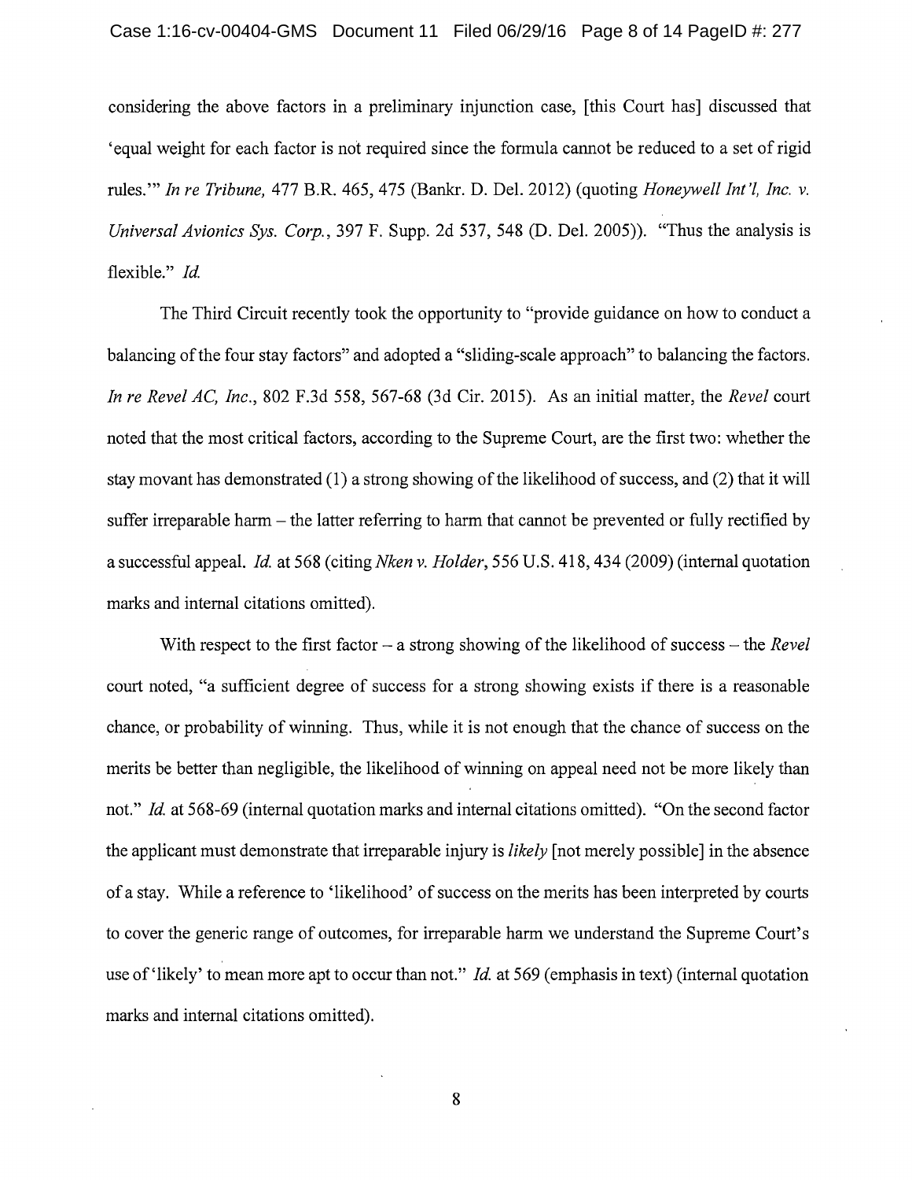considering the above factors in a preliminary injunction case, [this Court has] discussed that 'equal weight for each factor is not required since the formula cannot be reduced to a set of rigid rules.'" *In re Tribune,* 477 B.R. 465, 475 (Bankr. D. Del. 2012) (quoting *Honeywell Int'l, Inc. v. Universal Avionics Sys. Corp.*, 397 F. Supp. 2d 537, 548 (D. Del. 2005)). "Thus the analysis is flexible." *Id.*

The Third Circuit recently took the opportunity to "provide guidance on how to conduct a balancing of the four stay factors" and adopted a "sliding-scale approach" to balancing the factors. *In re Revel AC, Inc.*, 802 F.3d 558, 567-68 (3d Cir. 2015). As an initial matter, the *Revel* court noted that the most critical factors, according to the Supreme Court, are the first two: whether the stay movant has demonstrated (1) a strong showing of the likelihood of success, and (2) that it will suffer irreparable harm – the latter referring to harm that cannot be prevented or fully rectified by a successful appeal. *Id.* at 568 (citing *Nken v. Holder*, 556 U.S. 418, 434 (2009) (internal quotation marks and internal citations omitted).

With respect to the first factor – a strong showing of the likelihood of success – the *Revel* court noted, "a sufficient degree of success for a strong showing exists if there is a reasonable chance, or probability of winning. Thus, while it is not enough that the chance of success on the merits be better than negligible, the likelihood of winning on appeal need not be more likely than not." *Id.* at 568-69 (internal quotation marks and internal citations omitted). "On the second factor the applicant must demonstrate that irreparable injury is *likely* [not merely possible] in the absence of a stay. While a reference to 'likelihood' of success on the merits has been interpreted by courts to cover the generic range of outcomes, for irreparable harm we understand the Supreme Court's use of 'likely' to mean more apt to occur than not." *Id.* at 569 (emphasis in text) (internal quotation marks and internal citations omitted).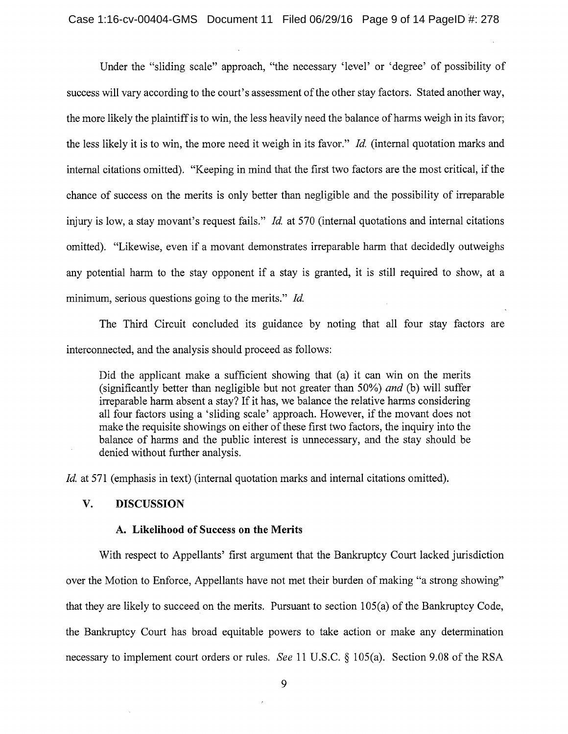Under the "sliding scale" approach, "the necessary 'level' or 'degree' of possibility of success will vary according to the court's assessment of the other stay factors. Stated another way, the more likely the plaintiff is to win, the less heavily need the balance of harms weigh in its favor; the less likely it is to win, the more need it weigh in its favor." *Id.* (internal quotation marks and internal citations omitted). "Keeping in mind that the first two factors are the most critical, if the chance of success on the merits is only better than negligible and the possibility of irreparable injury is low, a stay movant's request fails." *Id.* at 570 (internal quotations and internal citations omitted). "Likewise, even if a movant demonstrates irreparable harm that decidedly outweighs any potential harm to the stay opponent if a stay is granted, it is still required to show, at a minimum, serious questions going to the merits." *Id.*

The Third Circuit concluded its guidance by noting that all four stay factors are interconnected, and the analysis should proceed as follows:

> Did the applicant make a sufficient showing that (a) it can win on the merits (significantly better than negligible but not greater than 50%) *and* (b) will suffer irreparable harm absent a stay? If it has, we balance the relative harms considering all four factors using a 'sliding scale' approach. However, if the movant does not make the requisite showings on either of these first two factors, the inquiry into the balance of harms and the public interest is unnecessary, and the stay should be denied without further analysis.

*Id.* at 571 (emphasis in text) (internal quotation marks and internal citations omitted).

## V. DISCUSSION

### A. Likelihood of Success on the Merits

With respect to Appellants' first argument that the Bankruptcy Court lacked jurisdiction over the Motion to Enforce, Appellants have not met their burden of making "a strong showing" that they are likely to succeed on the merits. Pursuant to section 105(a) of the Bankruptcy Code, the Bankruptcy Court has broad equitable powers to take action or make any determination necessary to implement court orders or rules. *See* 11 U.S.C. § 105(a). Section 9.08 of the RSA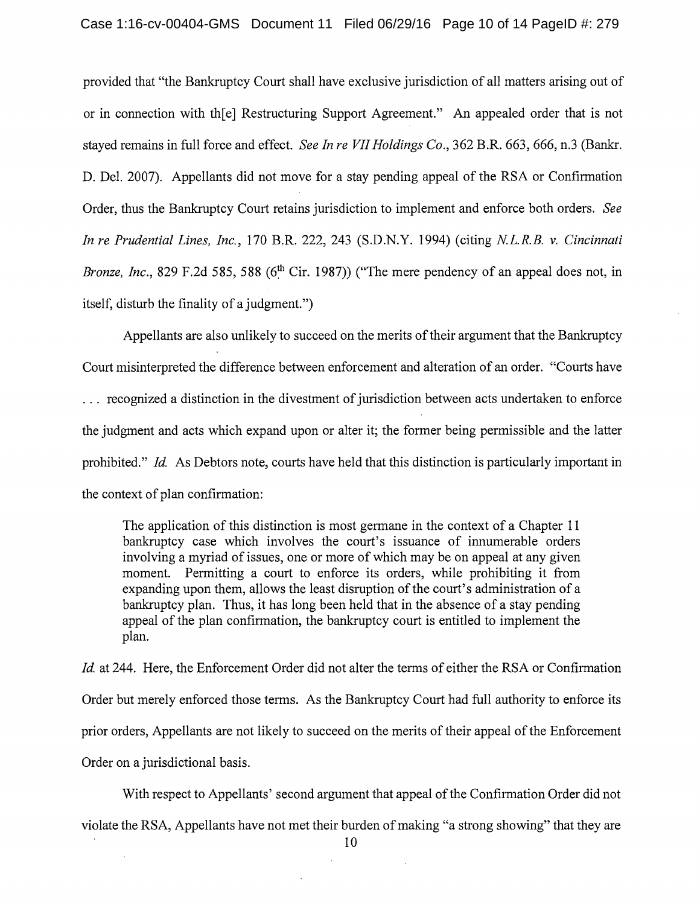provided that "the Bankruptcy Court shall have exclusive jurisdiction of all matters arising out of or in connection with th[e] Restructuring Support Agreement." An appealed order that is not stayed remains in full force and effect. *See In re VII Holdings Co.*, 362 B.R. 663, 666, n.3 (Bankr. D. Del. 2007). Appellants did not move for a stay pending appeal of the RSA or Confirmation Order, thus the Bankruptcy Court retains jurisdiction to implement and enforce both orders. *See In re Prudential Lines, Inc.*, 170 B.R. 222, 243 (S.D.N.Y. 1994) (citing *N.L.R.B. v. Cincinnati Bronze, Inc.*, 829 F.2d 585, 588 (6th Cir. 1987)) ("The mere pendency of an appeal does not, in itself, disturb the finality of a judgment.")

Appellants are also unlikely to succeed on the merits of their argument that the Bankruptcy Court misinterpreted the difference between enforcement and alteration of an order. "Courts have . . . recognized a distinction in the divestment of jurisdiction between acts undertaken to enforce the judgment and acts which expand upon or alter it; the former being permissible and the latter prohibited." *Id.* As Debtors note, courts have held that this distinction is particularly important in the context of plan confirmation:

> The application of this distinction is most germane in the context of a Chapter 11 bankruptcy case which involves the court's issuance of innumerable orders involving a myriad of issues, one or more of which may be on appeal at any given moment. Permitting a court to enforce its orders, while prohibiting it from expanding upon them, allows the least disruption of the court's administration of a bankruptcy plan. Thus, it has long been held that in the absence of a stay pending appeal of the plan confirmation, the bankruptcy court is entitled to implement the plan.

*Id.* at 244. Here, the Enforcement Order did not alter the terms of either the RSA or Confirmation Order but merely enforced those terms. As the Bankruptcy Court had full authority to enforce its prior orders, Appellants are not likely to succeed on the merits of their appeal of the Enforcement Order on a jurisdictional basis.

With respect to Appellants' second argument that appeal of the Confirmation Order did not violate the RSA, Appellants have not met their burden of making "a strong showing" that they are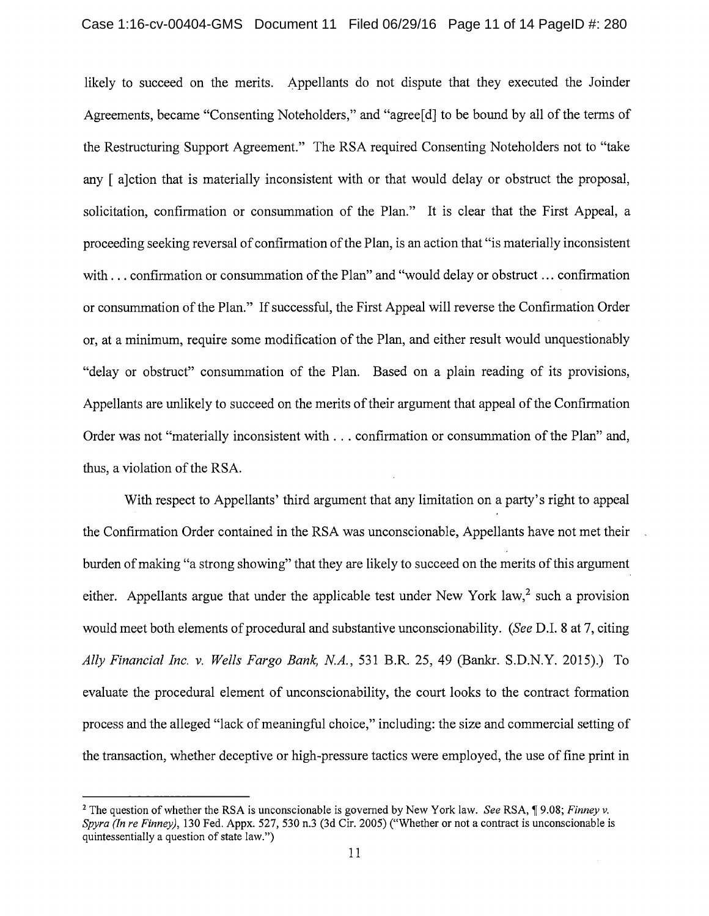likely to succeed on the merits. Appellants do not dispute that they executed the Joinder Agreements, became "Consenting Noteholders," and "agree[d] to be bound by all of the terms of the Restructuring Support Agreement." The RSA required Consenting Noteholders not to "take any [ a]ction that is materially inconsistent with or that would delay or obstruct the proposal, solicitation, confirmation or consummation of the Plan." It is clear that the First Appeal, a proceeding seeking reversal of confirmation of the Plan, is an action that "is materially inconsistent with . . . confirmation or consummation of the Plan" and "would delay or obstruct . . . confirmation or consummation of the Plan." If successful, the First Appeal will reverse the Confirmation Order or, at a minimum, require some modification of the Plan, and either result would unquestionably "delay or obstruct" consummation of the Plan. Based on a plain reading of its provisions, Appellants are unlikely to succeed on the merits of their argument that appeal of the Confirmation Order was not "materially inconsistent with . . . confirmation or consummation of the Plan" and, thus, a violation of the RSA.

With respect to Appellants' third argument that any limitation on a party's right to appeal the Confirmation Order contained in the RSA was unconscionable, Appellants have not met their burden of making "a strong showing" that they are likely to succeed on the merits of this argument either. Appellants argue that under the applicable test under New York law,[2] such a provision would meet both elements of procedural and substantive unconscionability. (*See* D.I. 8 at 7, citing *Ally Financial Inc. v. Wells Fargo Bank, N.A.*, 531 B.R. 25, 49 (Bankr. S.D.N.Y. 2015).) To evaluate the procedural element of unconscionability, the court looks to the contract formation process and the alleged "lack of meaningful choice," including: the size and commercial setting of the transaction, whether deceptive or high-pressure tactics were employed, the use of fine print in

---

[2] The question of whether the RSA is unconscionable is governed by New York law. *See* RSA, ¶ 9.08; *Finney v. Spyra (In re Finney)*, 130 Fed. Appx. 527, 530 n.3 (3d Cir. 2005) ("Whether or not a contract is unconscionable is quintessentially a question of state law.")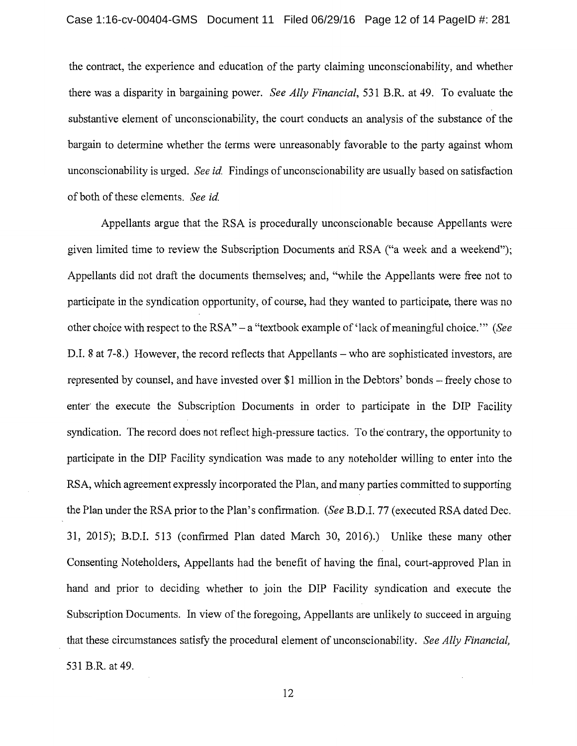the contract, the experience and education of the party claiming unconscionability, and whether there was a disparity in bargaining power. *See Ally Financial*, 531 B.R. at 49. To evaluate the substantive element of unconscionability, the court conducts an analysis of the substance of the bargain to determine whether the terms were unreasonably favorable to the party against whom unconscionability is urged. *See id.* Findings of unconscionability are usually based on satisfaction of both of these elements. *See id.*

Appellants argue that the RSA is procedurally unconscionable because Appellants were given limited time to review the Subscription Documents and RSA ("a week and a weekend"); Appellants did not draft the documents themselves; and, "while the Appellants were free not to participate in the syndication opportunity, of course, had they wanted to participate, there was no other choice with respect to the RSA" – a "textbook example of 'lack of meaningful choice.'" (*See* D.I. 8 at 7-8.) However, the record reflects that Appellants – who are sophisticated investors, are represented by counsel, and have invested over $1 million in the Debtors' bonds – freely chose to enter the execute the Subscription Documents in order to participate in the DIP Facility syndication. The record does not reflect high-pressure tactics. To the contrary, the opportunity to participate in the DIP Facility syndication was made to any noteholder willing to enter into the RSA, which agreement expressly incorporated the Plan, and many parties committed to supporting the Plan under the RSA prior to the Plan's confirmation. (*See* B.D.I. 77 (executed RSA dated Dec. 31, 2015); B.D.I. 513 (confirmed Plan dated March 30, 2016).) Unlike these many other Consenting Noteholders, Appellants had the benefit of having the final, court-approved Plan in hand and prior to deciding whether to join the DIP Facility syndication and execute the Subscription Documents. In view of the foregoing, Appellants are unlikely to succeed in arguing that these circumstances satisfy the procedural element of unconscionability. *See Ally Financial,* 531 B.R. at 49.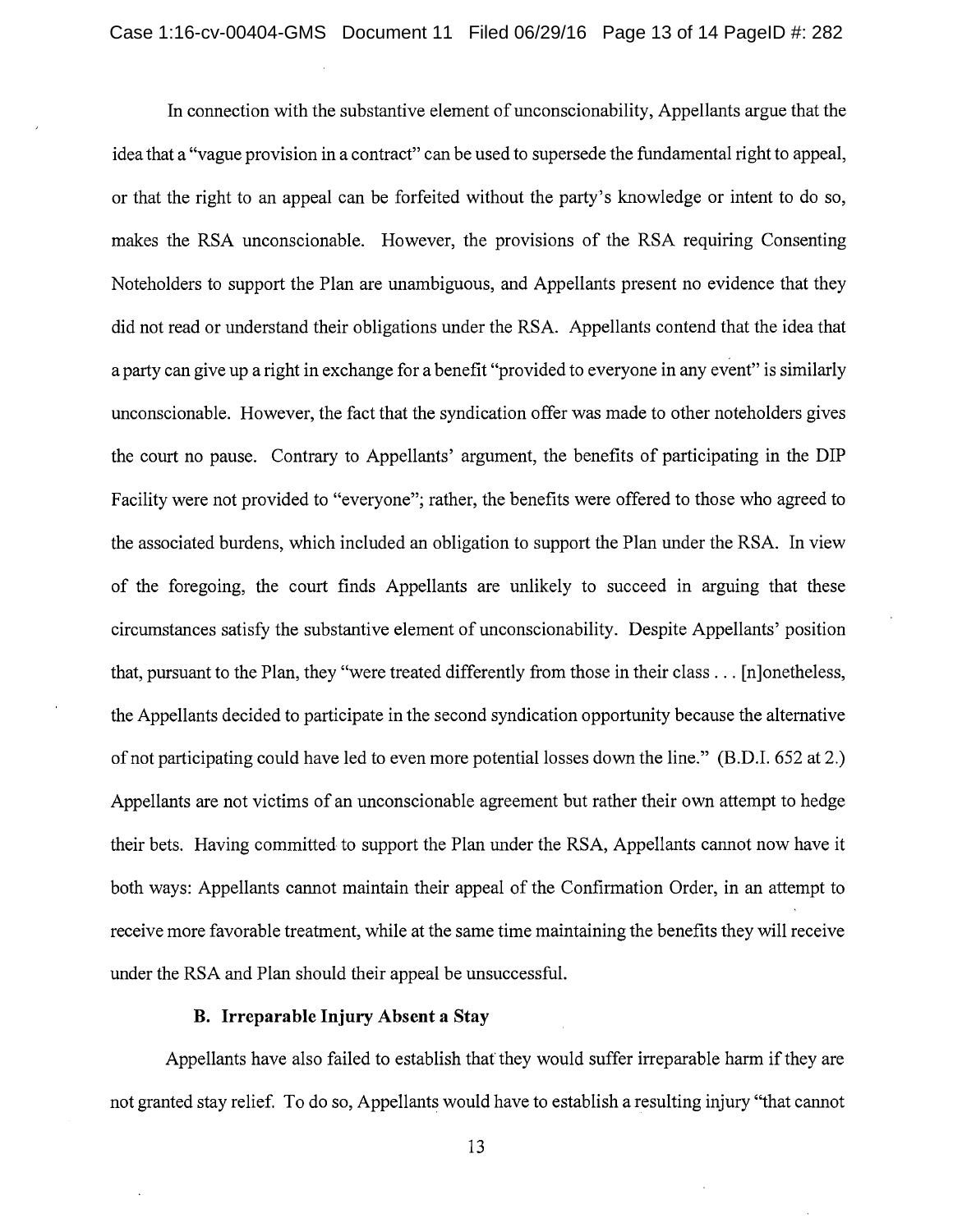In connection with the substantive element of unconscionability, Appellants argue that the idea that a "vague provision in a contract" can be used to supersede the fundamental right to appeal, or that the right to an appeal can be forfeited without the party's knowledge or intent to do so, makes the RSA unconscionable. However, the provisions of the RSA requiring Consenting Noteholders to support the Plan are unambiguous, and Appellants present no evidence that they did not read or understand their obligations under the RSA. Appellants contend that the idea that a party can give up a right in exchange for a benefit "provided to everyone in any event" is similarly unconscionable. However, the fact that the syndication offer was made to other noteholders gives the court no pause. Contrary to Appellants' argument, the benefits of participating in the DIP Facility were not provided to "everyone"; rather, the benefits were offered to those who agreed to the associated burdens, which included an obligation to support the Plan under the RSA. In view of the foregoing, the court finds Appellants are unlikely to succeed in arguing that these circumstances satisfy the substantive element of unconscionability. Despite Appellants' position that, pursuant to the Plan, they "were treated differently from those in their class . . . [n]onetheless, the Appellants decided to participate in the second syndication opportunity because the alternative of not participating could have led to even more potential losses down the line." (B.D.I. 652 at 2.) Appellants are not victims of an unconscionable agreement but rather their own attempt to hedge their bets. Having committed to support the Plan under the RSA, Appellants cannot now have it both ways: Appellants cannot maintain their appeal of the Confirmation Order, in an attempt to receive more favorable treatment, while at the same time maintaining the benefits they will receive under the RSA and Plan should their appeal be unsuccessful.

### B. Irreparable Injury Absent a Stay

Appellants have also failed to establish that they would suffer irreparable harm if they are not granted stay relief. To do so, Appellants would have to establish a resulting injury "that cannot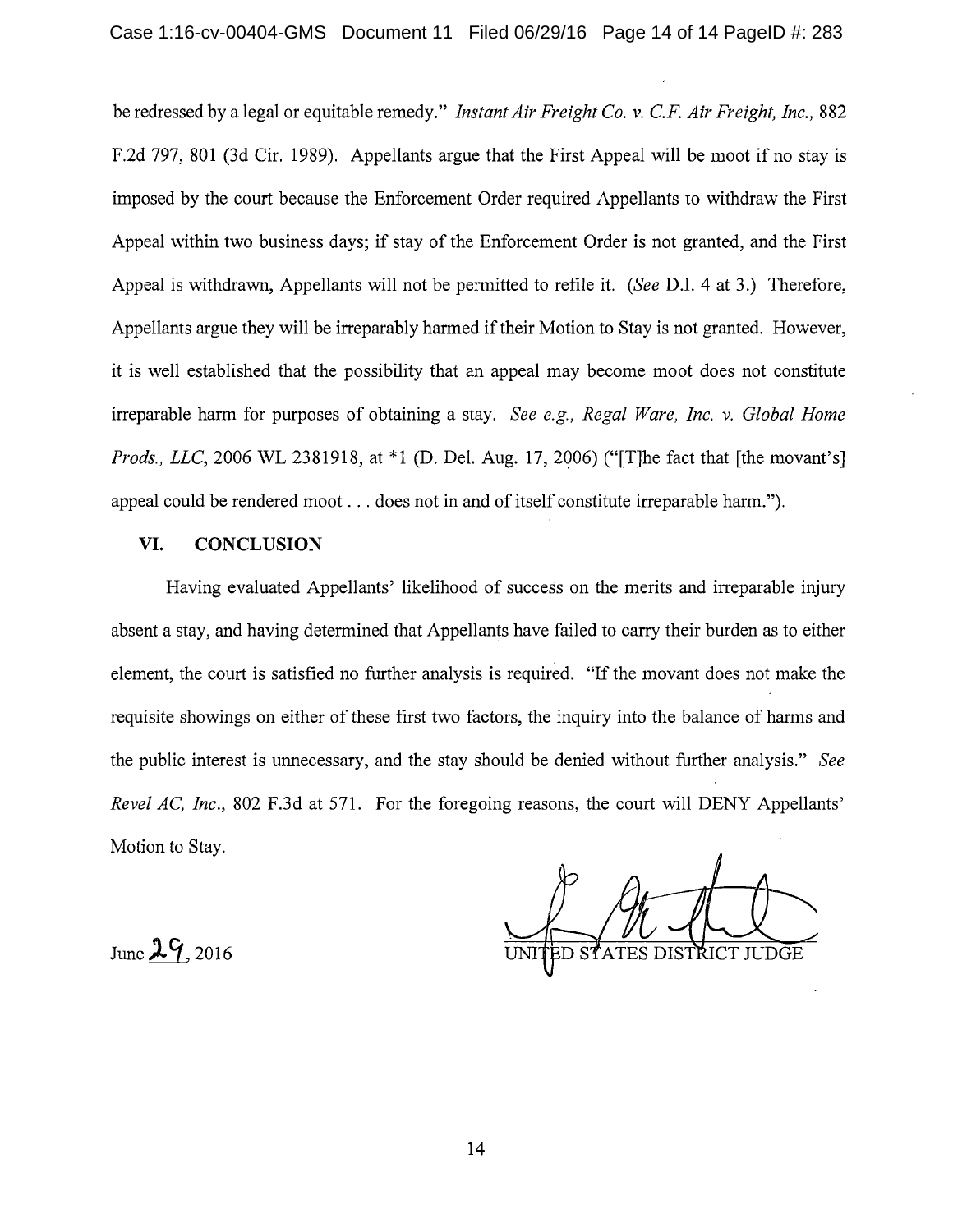be redressed by a legal or equitable remedy." *Instant Air Freight Co. v. C.F. Air Freight, Inc.*, 882 F.2d 797, 801 (3d Cir. 1989). Appellants argue that the First Appeal will be moot if no stay is imposed by the court because the Enforcement Order required Appellants to withdraw the First Appeal within two business days; if stay of the Enforcement Order is not granted, and the First Appeal is withdrawn, Appellants will not be permitted to refile it. (*See* D.I. 4 at 3.) Therefore, Appellants argue they will be irreparably harmed if their Motion to Stay is not granted. However, it is well established that the possibility that an appeal may become moot does not constitute irreparable harm for purposes of obtaining a stay. *See e.g., Regal Ware, Inc. v. Global Home Prods., LLC*, 2006 WL 2381918, at *1 (D. Del. Aug. 17, 2006) ("[T]he fact that [the movant's] appeal could be rendered moot . . . does not in and of itself constitute irreparable harm.").

## VI. CONCLUSION

Having evaluated Appellants' likelihood of success on the merits and irreparable injury absent a stay, and having determined that Appellants have failed to carry their burden as to either element, the court is satisfied no further analysis is required. "If the movant does not make the requisite showings on either of these first two factors, the inquiry into the balance of harms and the public interest is unnecessary, and the stay should be denied without further analysis." *See Revel AC, Inc.*, 802 F.3d at 571. For the foregoing reasons, the court will DENY Appellants' Motion to Stay.

June 29, 2016

UNITED STATES DISTRICT JUDGE